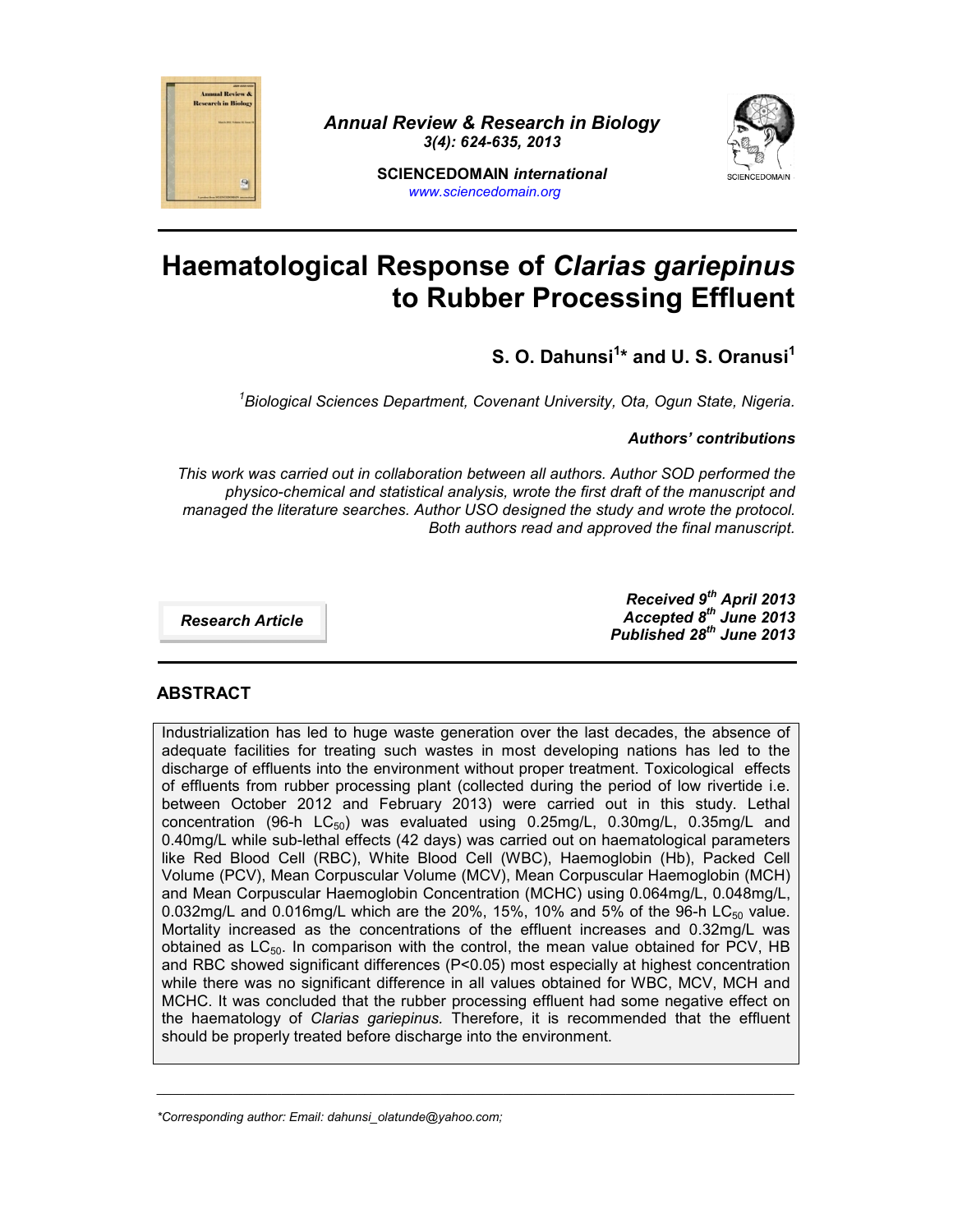# Haematological Response of *Clarias gariepinus* to Rubber Processing Effluent

**S. O. Dahunsi[1]* and U. S. Oranusi[1]**

*[1]Biological Sciences Department, Covenant University, Ota, Ogun State, Nigeria.*

***Authors' contributions***

*This work was carried out in collaboration between all authors. Author SOD performed the physico-chemical and statistical analysis, wrote the first draft of the manuscript and managed the literature searches. Author USO designed the study and wrote the protocol. Both authors read and approved the final manuscript.*

***Research Article***

***Received 9th April 2013***
***Accepted 8th June 2013***
***Published 28th June 2013***

## ABSTRACT

Industrialization has led to huge waste generation over the last decades, the absence of adequate facilities for treating such wastes in most developing nations has led to the discharge of effluents into the environment without proper treatment. Toxicological effects of effluents from rubber processing plant (collected during the period of low rivertide i.e. between October 2012 and February 2013) were carried out in this study. Lethal concentration (96-h $LC_{50}$) was evaluated using 0.25mg/L, 0.30mg/L, 0.35mg/L and 0.40mg/L while sub-lethal effects (42 days) was carried out on haematological parameters like Red Blood Cell (RBC), White Blood Cell (WBC), Haemoglobin (Hb), Packed Cell Volume (PCV), Mean Corpuscular Volume (MCV), Mean Corpuscular Haemoglobin (MCH) and Mean Corpuscular Haemoglobin Concentration (MCHC) using 0.064mg/L, 0.048mg/L, 0.032mg/L and 0.016mg/L which are the 20%, 15%, 10% and 5% of the 96-h $LC_{50}$ value. Mortality increased as the concentrations of the effluent increases and 0.32mg/L was obtained as $LC_{50}$. In comparison with the control, the mean value obtained for PCV, HB and RBC showed significant differences ($P<0.05$) most especially at highest concentration while there was no significant difference in all values obtained for WBC, MCV, MCH and MCHC. It was concluded that the rubber processing effluent had some negative effect on the haematology of *Clarias gariepinus.* Therefore, it is recommended that the effluent should be properly treated before discharge into the environment.

---

*\*Corresponding author: Email: dahunsi_olatunde@yahoo.com;*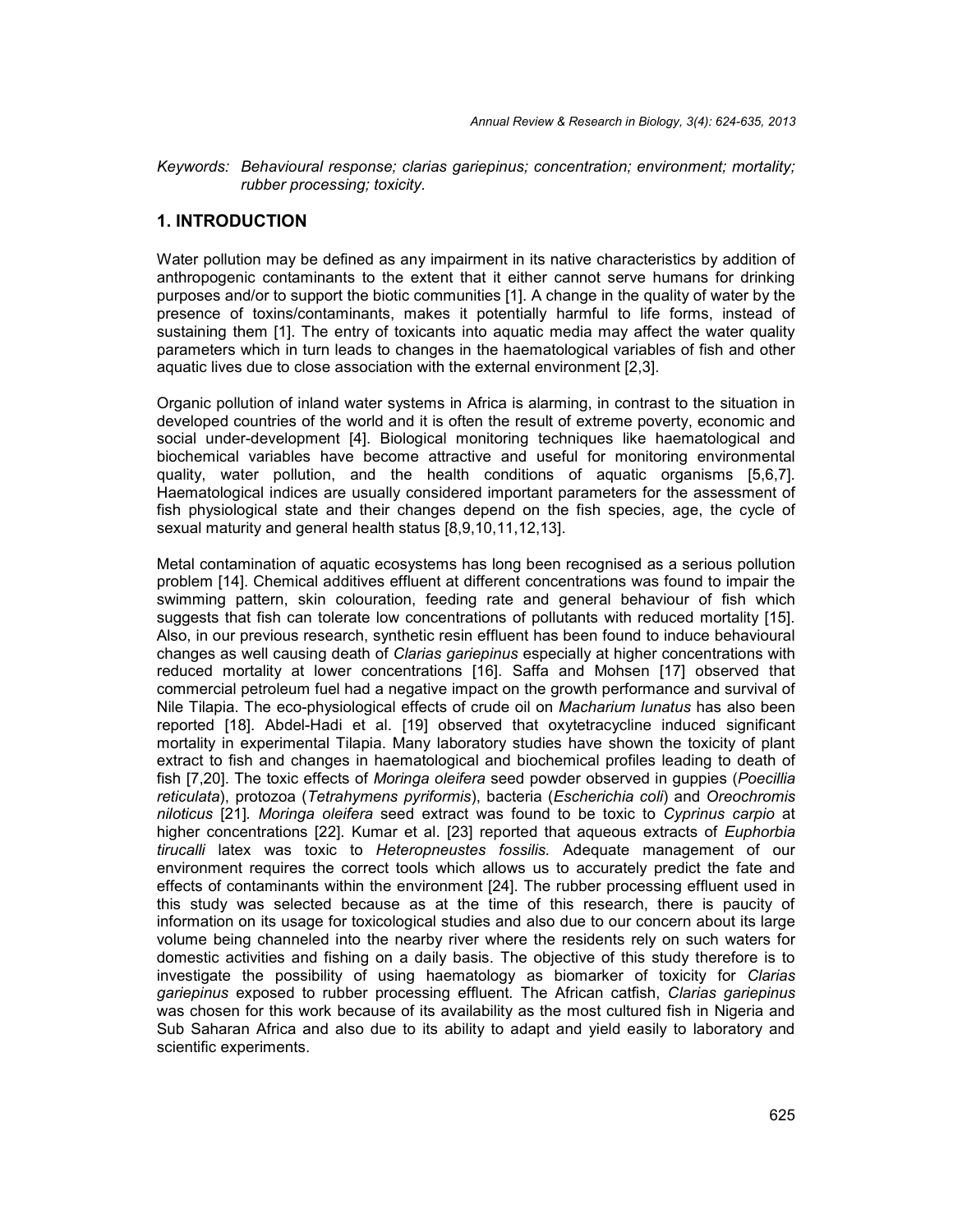*Keywords: Behavioural response; clarias gariepinus; concentration; environment; mortality; rubber processing; toxicity.*

## 1. INTRODUCTION

Water pollution may be defined as any impairment in its native characteristics by addition of anthropogenic contaminants to the extent that it either cannot serve humans for drinking purposes and/or to support the biotic communities [1]. A change in the quality of water by the presence of toxins/contaminants, makes it potentially harmful to life forms, instead of sustaining them [1]. The entry of toxicants into aquatic media may affect the water quality parameters which in turn leads to changes in the haematological variables of fish and other aquatic lives due to close association with the external environment [2,3].

Organic pollution of inland water systems in Africa is alarming, in contrast to the situation in developed countries of the world and it is often the result of extreme poverty, economic and social under-development [4]. Biological monitoring techniques like haematological and biochemical variables have become attractive and useful for monitoring environmental quality, water pollution, and the health conditions of aquatic organisms [5,6,7]. Haematological indices are usually considered important parameters for the assessment of fish physiological state and their changes depend on the fish species, age, the cycle of sexual maturity and general health status [8,9,10,11,12,13].

Metal contamination of aquatic ecosystems has long been recognised as a serious pollution problem [14]. Chemical additives effluent at different concentrations was found to impair the swimming pattern, skin colouration, feeding rate and general behaviour of fish which suggests that fish can tolerate low concentrations of pollutants with reduced mortality [15]. Also, in our previous research, synthetic resin effluent has been found to induce behavioural changes as well causing death of *Clarias gariepinus* especially at higher concentrations with reduced mortality at lower concentrations [16]. Saffa and Mohsen [17] observed that commercial petroleum fuel had a negative impact on the growth performance and survival of Nile Tilapia. The eco-physiological effects of crude oil on *Macharium lunatus* has also been reported [18]. Abdel-Hadi et al. [19] observed that oxytetracycline induced significant mortality in experimental Tilapia. Many laboratory studies have shown the toxicity of plant extract to fish and changes in haematological and biochemical profiles leading to death of fish [7,20]. The toxic effects of *Moringa oleifera* seed powder observed in guppies (*Poecillia reticulata*), protozoa (*Tetrahymens pyriformis*), bacteria (*Escherichia coli*) and *Oreochromis niloticus* [21]. *Moringa oleifera* seed extract was found to be toxic to *Cyprinus carpio* at higher concentrations [22]. Kumar et al. [23] reported that aqueous extracts of *Euphorbia tirucalli* latex was toxic to *Heteropneustes fossilis.* Adequate management of our environment requires the correct tools which allows us to accurately predict the fate and effects of contaminants within the environment [24]. The rubber processing effluent used in this study was selected because as at the time of this research, there is paucity of information on its usage for toxicological studies and also due to our concern about its large volume being channeled into the nearby river where the residents rely on such waters for domestic activities and fishing on a daily basis. The objective of this study therefore is to investigate the possibility of using haematology as biomarker of toxicity for *Clarias gariepinus* exposed to rubber processing effluent. The African catfish, *Clarias gariepinus* was chosen for this work because of its availability as the most cultured fish in Nigeria and Sub Saharan Africa and also due to its ability to adapt and yield easily to laboratory and scientific experiments.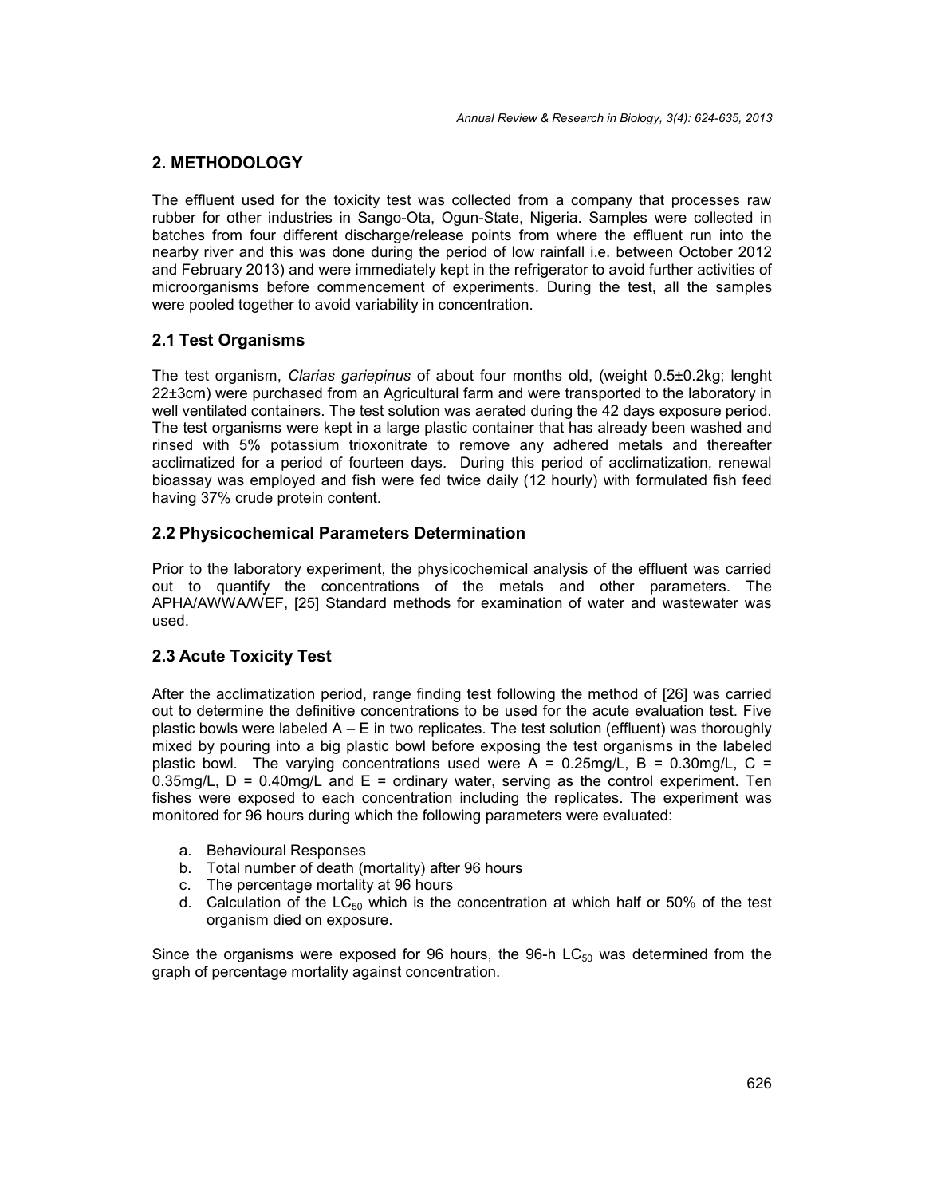## 2. METHODOLOGY

The effluent used for the toxicity test was collected from a company that processes raw rubber for other industries in Sango-Ota, Ogun-State, Nigeria. Samples were collected in batches from four different discharge/release points from where the effluent run into the nearby river and this was done during the period of low rainfall i.e. between October 2012 and February 2013) and were immediately kept in the refrigerator to avoid further activities of microorganisms before commencement of experiments. During the test, all the samples were pooled together to avoid variability in concentration.

### 2.1 Test Organisms

The test organism, *Clarias gariepinus* of about four months old, (weight 0.5±0.2kg; lenght 22±3cm) were purchased from an Agricultural farm and were transported to the laboratory in well ventilated containers. The test solution was aerated during the 42 days exposure period. The test organisms were kept in a large plastic container that has already been washed and rinsed with 5% potassium trioxonitrate to remove any adhered metals and thereafter acclimatized for a period of fourteen days. During this period of acclimatization, renewal bioassay was employed and fish were fed twice daily (12 hourly) with formulated fish feed having 37% crude protein content.

### 2.2 Physicochemical Parameters Determination

Prior to the laboratory experiment, the physicochemical analysis of the effluent was carried out to quantify the concentrations of the metals and other parameters. The APHA/AWWA/WEF, [25] Standard methods for examination of water and wastewater was used.

### 2.3 Acute Toxicity Test

After the acclimatization period, range finding test following the method of [26] was carried out to determine the definitive concentrations to be used for the acute evaluation test. Five plastic bowls were labeled A – E in two replicates. The test solution (effluent) was thoroughly mixed by pouring into a big plastic bowl before exposing the test organisms in the labeled plastic bowl. The varying concentrations used were A = 0.25mg/L, B = 0.30mg/L, C = 0.35mg/L, D = 0.40mg/L and E = ordinary water, serving as the control experiment. Ten fishes were exposed to each concentration including the replicates. The experiment was monitored for 96 hours during which the following parameters were evaluated:

a. Behavioural Responses
b. Total number of death (mortality) after 96 hours
c. The percentage mortality at 96 hours
d. Calculation of the $LC_{50}$ which is the concentration at which half or 50% of the test organism died on exposure.

Since the organisms were exposed for 96 hours, the 96-h $LC_{50}$ was determined from the graph of percentage mortality against concentration.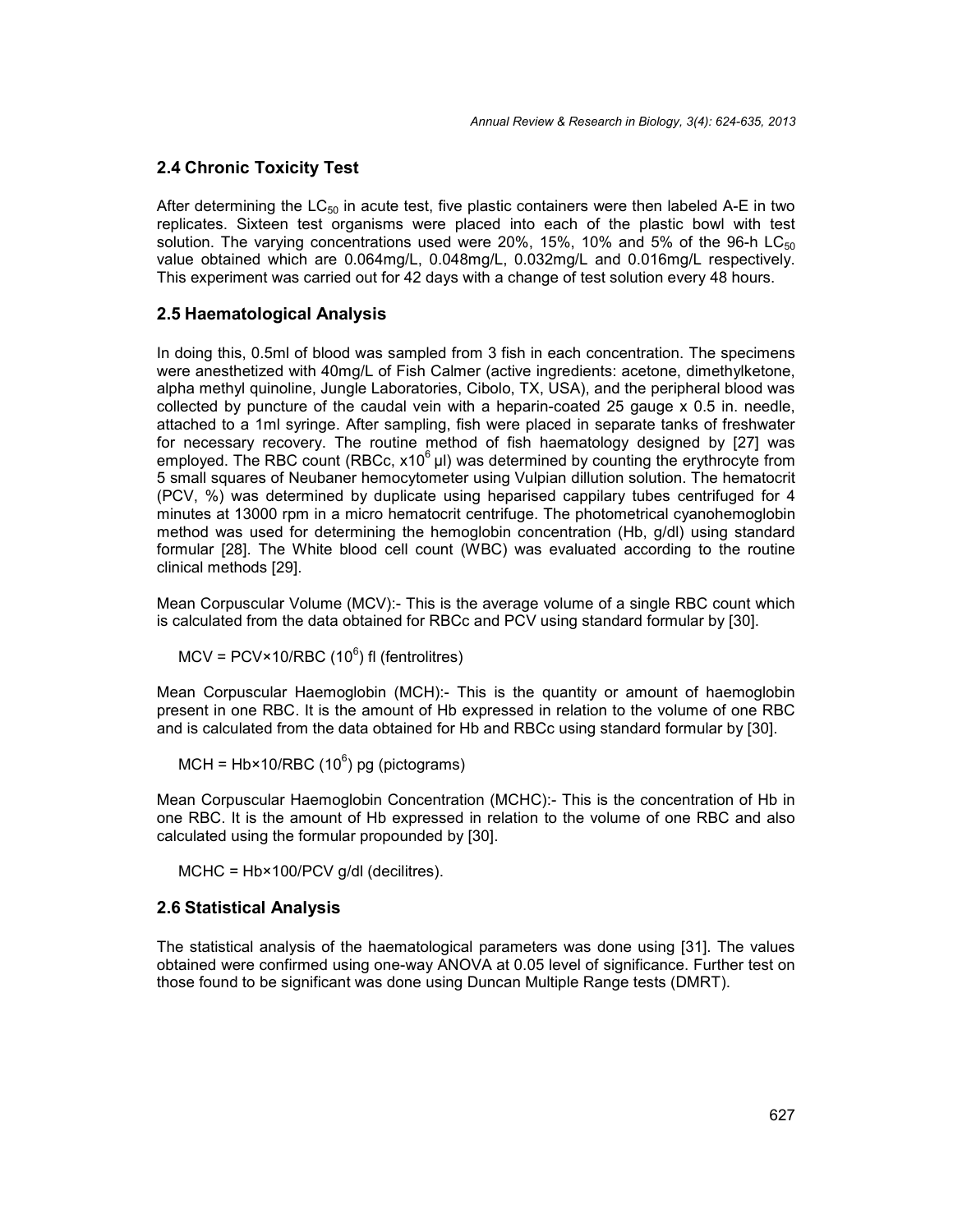## 2.4 Chronic Toxicity Test

After determining the $LC_{50}$ in acute test, five plastic containers were then labeled A-E in two replicates. Sixteen test organisms were placed into each of the plastic bowl with test solution. The varying concentrations used were 20%, 15%, 10% and 5% of the 96-h $LC_{50}$ value obtained which are 0.064mg/L, 0.048mg/L, 0.032mg/L and 0.016mg/L respectively. This experiment was carried out for 42 days with a change of test solution every 48 hours.

## 2.5 Haematological Analysis

In doing this, 0.5ml of blood was sampled from 3 fish in each concentration. The specimens were anesthetized with 40mg/L of Fish Calmer (active ingredients: acetone, dimethylketone, alpha methyl quinoline, Jungle Laboratories, Cibolo, TX, USA), and the peripheral blood was collected by puncture of the caudal vein with a heparin-coated 25 gauge x 0.5 in. needle, attached to a 1ml syringe. After sampling, fish were placed in separate tanks of freshwater for necessary recovery. The routine method of fish haematology designed by [27] was employed. The RBC count (RBCc, $x10^6$ µl) was determined by counting the erythrocyte from 5 small squares of Neubaner hemocytometer using Vulpian dillution solution. The hematocrit (PCV, %) was determined by duplicate using heparised cappilary tubes centrifuged for 4 minutes at 13000 rpm in a micro hematocrit centrifuge. The photometrical cyanohemoglobin method was used for determining the hemoglobin concentration (Hb, g/dl) using standard formular [28]. The White blood cell count (WBC) was evaluated according to the routine clinical methods [29].

Mean Corpuscular Volume (MCV):- This is the average volume of a single RBC count which is calculated from the data obtained for RBCc and PCV using standard formular by [30].

$$MCV = PCV \times 10 / RBC\ (10^6)\ \text{fl (fentrolitres)}$$

Mean Corpuscular Haemoglobin (MCH):- This is the quantity or amount of haemoglobin present in one RBC. It is the amount of Hb expressed in relation to the volume of one RBC and is calculated from the data obtained for Hb and RBCc using standard formular by [30].

$$MCH = Hb \times 10 / RBC\ (10^6)\ \text{pg (pictograms)}$$

Mean Corpuscular Haemoglobin Concentration (MCHC):- This is the concentration of Hb in one RBC. It is the amount of Hb expressed in relation to the volume of one RBC and also calculated using the formular propounded by [30].

$$MCHC = Hb \times 100 / PCV\ \text{g/dl (decilitres).}$$

## 2.6 Statistical Analysis

The statistical analysis of the haematological parameters was done using [31]. The values obtained were confirmed using one-way ANOVA at 0.05 level of significance. Further test on those found to be significant was done using Duncan Multiple Range tests (DMRT).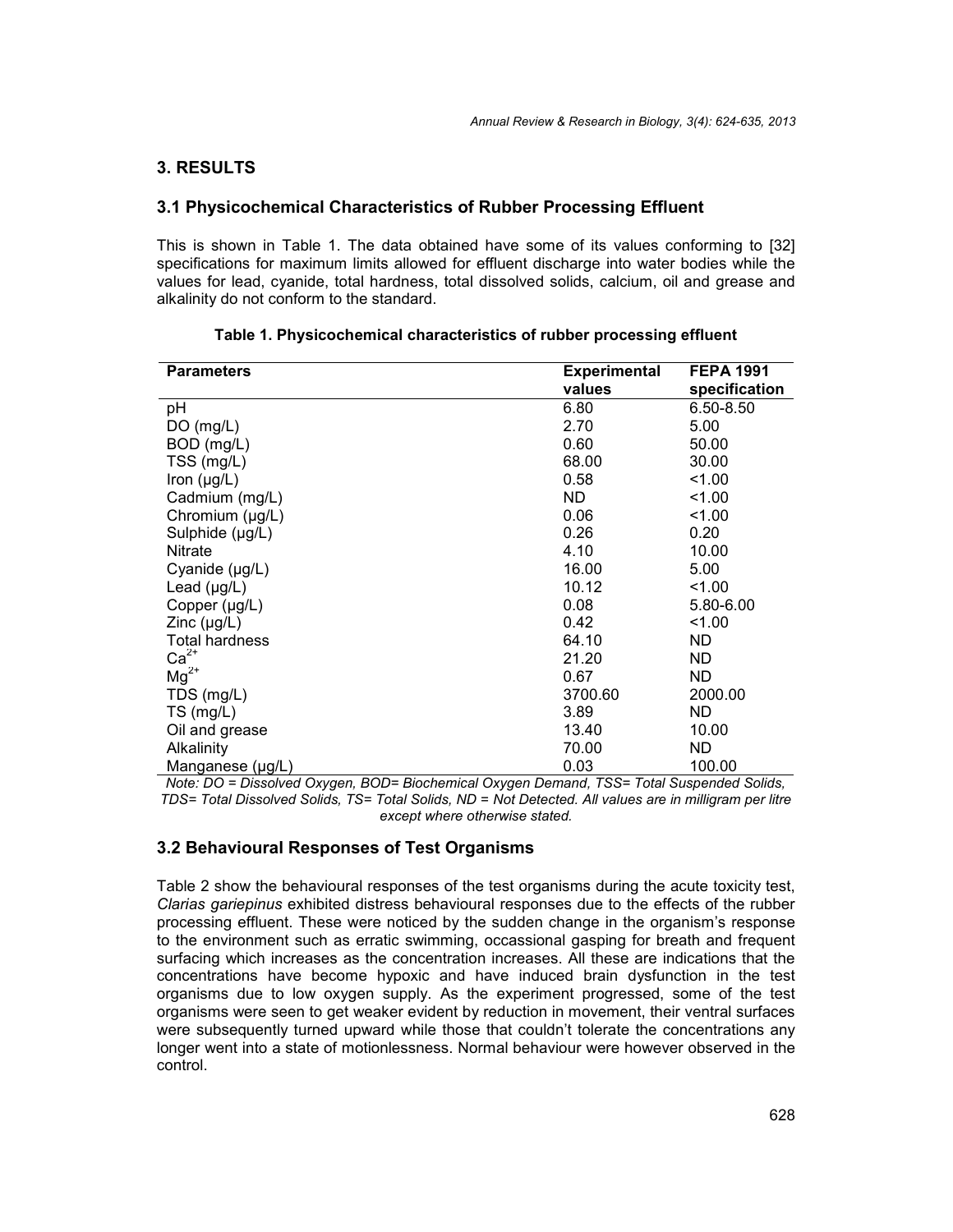## 3. RESULTS

### 3.1 Physicochemical Characteristics of Rubber Processing Effluent

This is shown in Table 1. The data obtained have some of its values conforming to [32] specifications for maximum limits allowed for effluent discharge into water bodies while the values for lead, cyanide, total hardness, total dissolved solids, calcium, oil and grease and alkalinity do not conform to the standard.

**Table 1. Physicochemical characteristics of rubber processing effluent**

| Parameters | Experimental values | FEPA 1991 specification |
|---|---|---|
| pH | 6.80 | 6.50-8.50 |
| DO (mg/L) | 2.70 | 5.00 |
| BOD (mg/L) | 0.60 | 50.00 |
| TSS (mg/L) | 68.00 | 30.00 |
| Iron (µg/L) | 0.58 | <1.00 |
| Cadmium (mg/L) | ND | <1.00 |
| Chromium (µg/L) | 0.06 | <1.00 |
| Sulphide (µg/L) | 0.26 | 0.20 |
| Nitrate | 4.10 | 10.00 |
| Cyanide (µg/L) | 16.00 | 5.00 |
| Lead (µg/L) | 10.12 | <1.00 |
| Copper (µg/L) | 0.08 | 5.80-6.00 |
| Zinc (µg/L) | 0.42 | <1.00 |
| Total hardness | 64.10 | ND |
| $Ca^{2+}$ | 21.20 | ND |
| $Mg^{2+}$ | 0.67 | ND |
| TDS (mg/L) | 3700.60 | 2000.00 |
| TS (mg/L) | 3.89 | ND |
| Oil and grease | 13.40 | 10.00 |
| Alkalinity | 70.00 | ND |
| Manganese (µg/L) | 0.03 | 100.00 |

*Note: DO = Dissolved Oxygen, BOD= Biochemical Oxygen Demand, TSS= Total Suspended Solids, TDS= Total Dissolved Solids, TS= Total Solids, ND = Not Detected. All values are in milligram per litre except where otherwise stated.*

### 3.2 Behavioural Responses of Test Organisms

Table 2 show the behavioural responses of the test organisms during the acute toxicity test, *Clarias gariepinus* exhibited distress behavioural responses due to the effects of the rubber processing effluent. These were noticed by the sudden change in the organism's response to the environment such as erratic swimming, occassional gasping for breath and frequent surfacing which increases as the concentration increases. All these are indications that the concentrations have become hypoxic and have induced brain dysfunction in the test organisms due to low oxygen supply. As the experiment progressed, some of the test organisms were seen to get weaker evident by reduction in movement, their ventral surfaces were subsequently turned upward while those that couldn't tolerate the concentrations any longer went into a state of motionlessness. Normal behaviour were however observed in the control.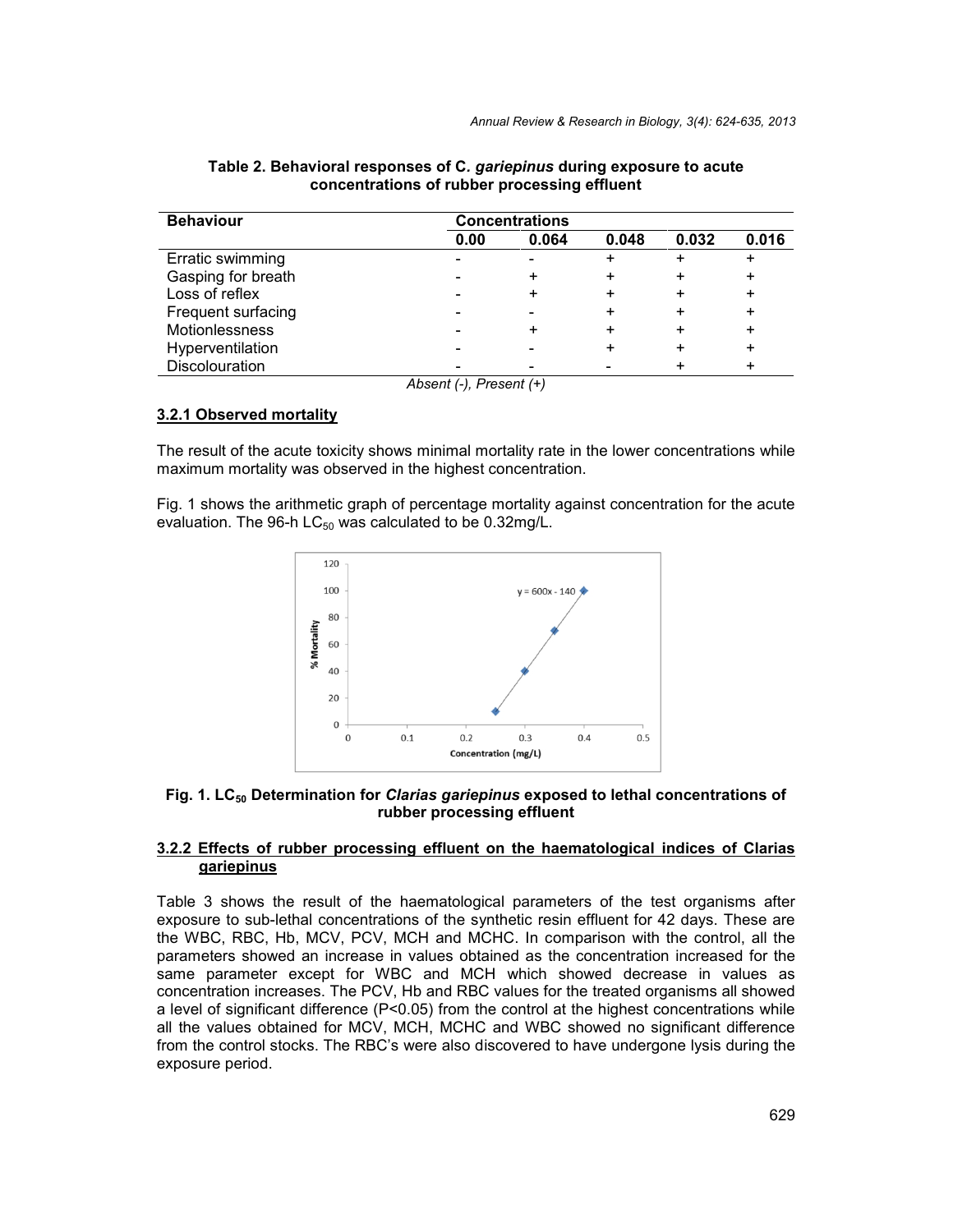**Table 2. Behavioral responses of C. *gariepinus* during exposure to acute concentrations of rubber processing effluent**

| Behaviour | Concentrations | | | | |
|---|---|---|---|---|---|
| | **0.00** | **0.064** | **0.048** | **0.032** | **0.016** |
| Erratic swimming | - | - | + | + | + |
| Gasping for breath | - | + | + | + | + |
| Loss of reflex | - | + | + | + | + |
| Frequent surfacing | - | - | + | + | + |
| Motionlessness | - | + | + | + | + |
| Hyperventilation | - | - | + | + | + |
| Discolouration | - | - | - | + | + |

*Absent (-), Present (+)*

### 3.2.1 Observed mortality

The result of the acute toxicity shows minimal mortality rate in the lower concentrations while maximum mortality was observed in the highest concentration.

Fig. 1 shows the arithmetic graph of percentage mortality against concentration for the acute evaluation. The 96-h $LC_{50}$ was calculated to be 0.32mg/L.

**Fig. 1. $LC_{50}$ Determination for *Clarias gariepinus* exposed to lethal concentrations of rubber processing effluent**

### 3.2.2 Effects of rubber processing effluent on the haematological indices of Clarias gariepinus

Table 3 shows the result of the haematological parameters of the test organisms after exposure to sub-lethal concentrations of the synthetic resin effluent for 42 days. These are the WBC, RBC, Hb, MCV, PCV, MCH and MCHC. In comparison with the control, all the parameters showed an increase in values obtained as the concentration increased for the same parameter except for WBC and MCH which showed decrease in values as concentration increases. The PCV, Hb and RBC values for the treated organisms all showed a level of significant difference ($P<0.05$) from the control at the highest concentrations while all the values obtained for MCV, MCH, MCHC and WBC showed no significant difference from the control stocks. The RBC's were also discovered to have undergone lysis during the exposure period.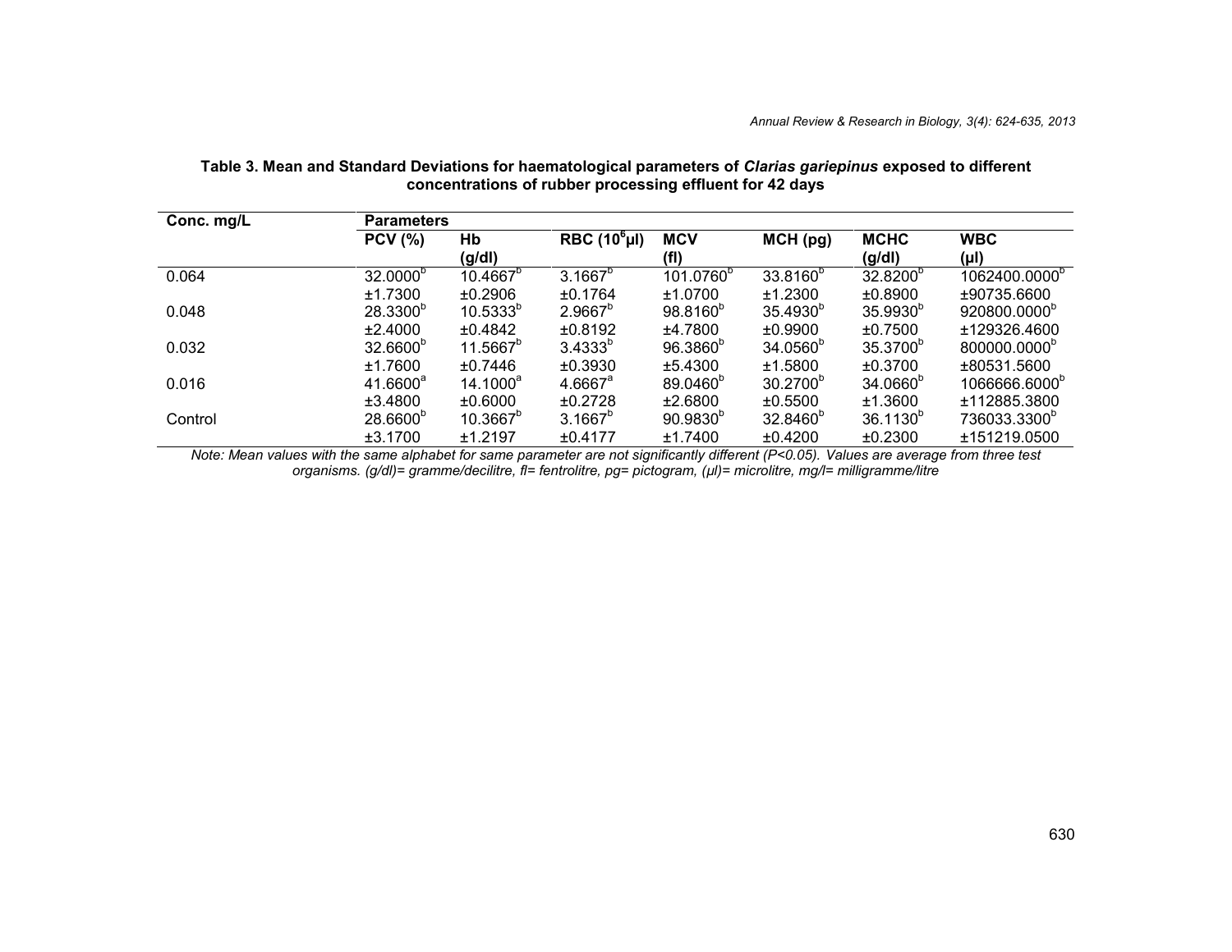**Table 3. Mean and Standard Deviations for haematological parameters of *Clarias gariepinus* exposed to different concentrations of rubber processing effluent for 42 days**

| Conc. mg/L | Parameters | | | | | | |
|---|---|---|---|---|---|---|---|
| | PCV (%) | Hb (g/dl) | RBC ($10^6$µl) | MCV (fl) | MCH (pg) | MCHC (g/dl) | WBC (µl) |
| 0.064 | $32.0000^b$ ±1.7300 | $10.4667^b$ ±0.2906 | $3.1667^b$ ±0.1764 | $101.0760^b$ ±1.0700 | $33.8160^b$ ±1.2300 | $32.8200^b$ ±0.8900 | $1062400.0000^b$ ±90735.6600 |
| 0.048 | $28.3300^b$ ±2.4000 | $10.5333^b$ ±0.4842 | $2.9667^b$ ±0.8192 | $98.8160^b$ ±4.7800 | $35.4930^b$ ±0.9900 | $35.9930^b$ ±0.7500 | $920800.0000^b$ ±129326.4600 |
| 0.032 | $32.6600^b$ ±1.7600 | $11.5667^b$ ±0.7446 | $3.4333^b$ ±0.3930 | $96.3860^b$ ±5.4300 | $34.0560^b$ ±1.5800 | $35.3700^b$ ±0.3700 | $800000.0000^b$ ±80531.5600 |
| 0.016 | $41.6600^a$ ±3.4800 | $14.1000^a$ ±0.6000 | $4.6667^a$ ±0.2728 | $89.0460^b$ ±2.6800 | $30.2700^b$ ±0.5500 | $34.0660^b$ ±1.3600 | $1066666.6000^b$ ±112885.3800 |
| Control | $28.6600^b$ ±3.1700 | $10.3667^b$ ±1.2197 | $3.1667^b$ ±0.4177 | $90.9830^b$ ±1.7400 | $32.8460^b$ ±0.4200 | $36.1130^b$ ±0.2300 | $736033.3300^b$ ±151219.0500 |

*Note: Mean values with the same alphabet for same parameter are not significantly different (P<0.05). Values are average from three test organisms. (g/dl)= gramme/decilitre, fl= fentrolitre, pg= pictogram, (µl)= microlitre, mg/l= milligramme/litre*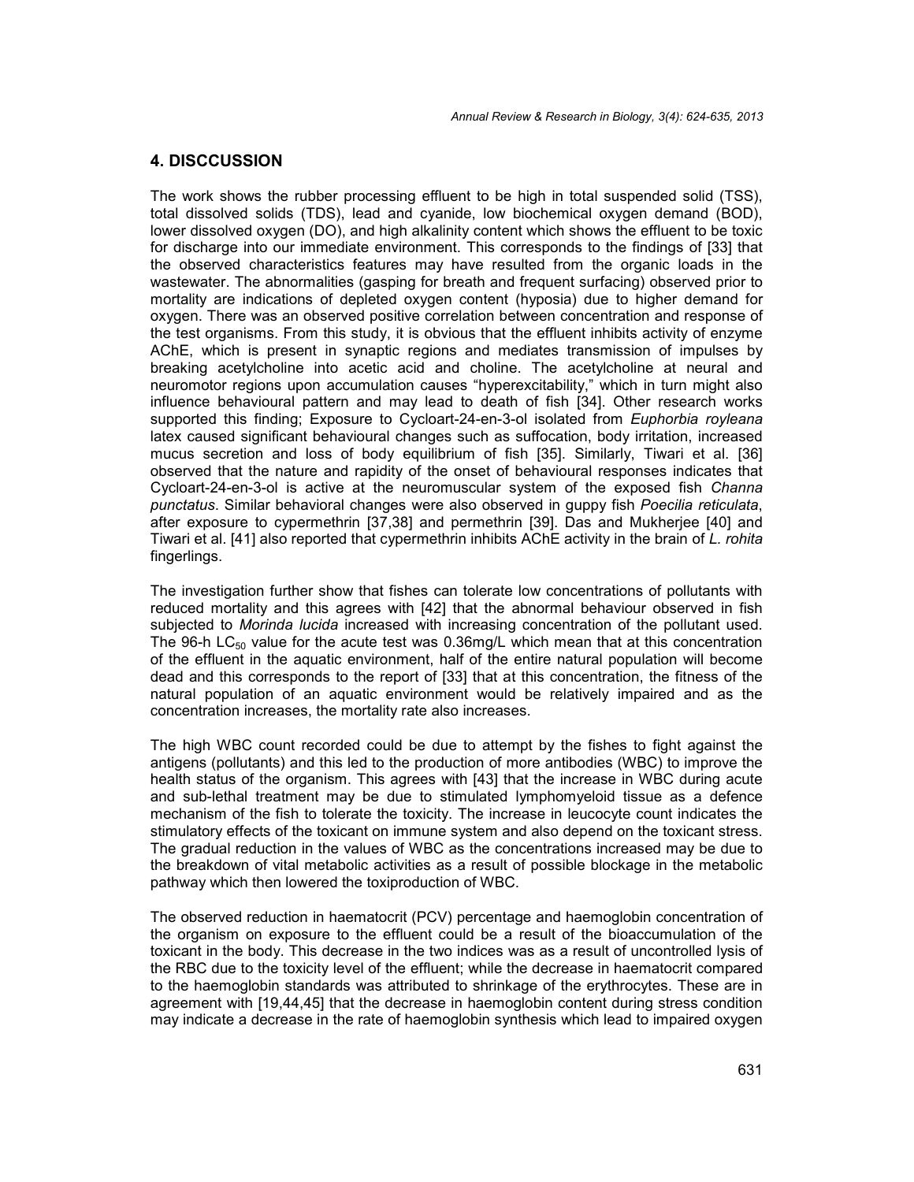## 4. DISCCUSSION

The work shows the rubber processing effluent to be high in total suspended solid (TSS), total dissolved solids (TDS), lead and cyanide, low biochemical oxygen demand (BOD), lower dissolved oxygen (DO), and high alkalinity content which shows the effluent to be toxic for discharge into our immediate environment. This corresponds to the findings of [33] that the observed characteristics features may have resulted from the organic loads in the wastewater. The abnormalities (gasping for breath and frequent surfacing) observed prior to mortality are indications of depleted oxygen content (hyposia) due to higher demand for oxygen. There was an observed positive correlation between concentration and response of the test organisms. From this study, it is obvious that the effluent inhibits activity of enzyme AChE, which is present in synaptic regions and mediates transmission of impulses by breaking acetylcholine into acetic acid and choline. The acetylcholine at neural and neuromotor regions upon accumulation causes "hyperexcitability," which in turn might also influence behavioural pattern and may lead to death of fish [34]. Other research works supported this finding; Exposure to Cycloart-24-en-3-ol isolated from *Euphorbia royleana* latex caused significant behavioural changes such as suffocation, body irritation, increased mucus secretion and loss of body equilibrium of fish [35]. Similarly, Tiwari et al. [36] observed that the nature and rapidity of the onset of behavioural responses indicates that Cycloart-24-en-3-ol is active at the neuromuscular system of the exposed fish *Channa punctatus*. Similar behavioral changes were also observed in guppy fish *Poecilia reticulata*, after exposure to cypermethrin [37,38] and permethrin [39]. Das and Mukherjee [40] and Tiwari et al. [41] also reported that cypermethrin inhibits AChE activity in the brain of *L. rohita* fingerlings.

The investigation further show that fishes can tolerate low concentrations of pollutants with reduced mortality and this agrees with [42] that the abnormal behaviour observed in fish subjected to *Morinda lucida* increased with increasing concentration of the pollutant used. The 96-h $LC_{50}$ value for the acute test was 0.36mg/L which mean that at this concentration of the effluent in the aquatic environment, half of the entire natural population will become dead and this corresponds to the report of [33] that at this concentration, the fitness of the natural population of an aquatic environment would be relatively impaired and as the concentration increases, the mortality rate also increases.

The high WBC count recorded could be due to attempt by the fishes to fight against the antigens (pollutants) and this led to the production of more antibodies (WBC) to improve the health status of the organism. This agrees with [43] that the increase in WBC during acute and sub-lethal treatment may be due to stimulated lymphomyeloid tissue as a defence mechanism of the fish to tolerate the toxicity. The increase in leucocyte count indicates the stimulatory effects of the toxicant on immune system and also depend on the toxicant stress. The gradual reduction in the values of WBC as the concentrations increased may be due to the breakdown of vital metabolic activities as a result of possible blockage in the metabolic pathway which then lowered the toxiproduction of WBC.

The observed reduction in haematocrit (PCV) percentage and haemoglobin concentration of the organism on exposure to the effluent could be a result of the bioaccumulation of the toxicant in the body. This decrease in the two indices was as a result of uncontrolled lysis of the RBC due to the toxicity level of the effluent; while the decrease in haematocrit compared to the haemoglobin standards was attributed to shrinkage of the erythrocytes. These are in agreement with [19,44,45] that the decrease in haemoglobin content during stress condition may indicate a decrease in the rate of haemoglobin synthesis which lead to impaired oxygen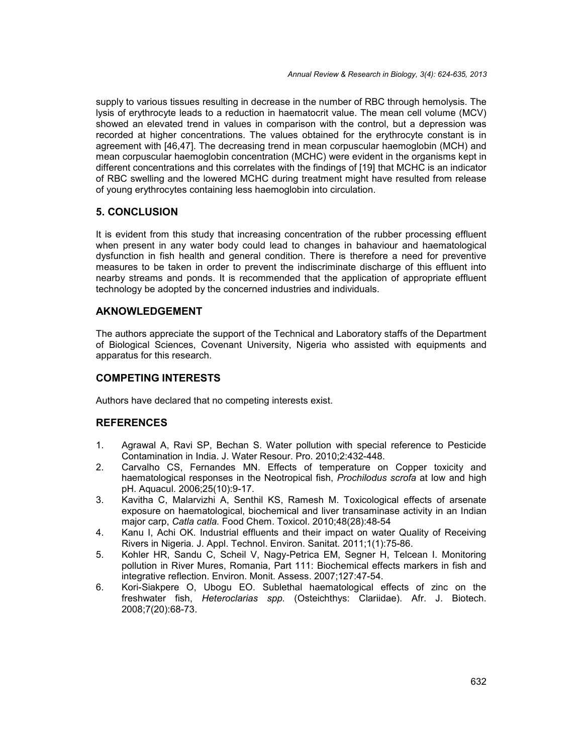supply to various tissues resulting in decrease in the number of RBC through hemolysis. The lysis of erythrocyte leads to a reduction in haematocrit value. The mean cell volume (MCV) showed an elevated trend in values in comparison with the control, but a depression was recorded at higher concentrations. The values obtained for the erythrocyte constant is in agreement with [46,47]. The decreasing trend in mean corpuscular haemoglobin (MCH) and mean corpuscular haemoglobin concentration (MCHC) were evident in the organisms kept in different concentrations and this correlates with the findings of [19] that MCHC is an indicator of RBC swelling and the lowered MCHC during treatment might have resulted from release of young erythrocytes containing less haemoglobin into circulation.

## 5. CONCLUSION

It is evident from this study that increasing concentration of the rubber processing effluent when present in any water body could lead to changes in bahaviour and haematological dysfunction in fish health and general condition. There is therefore a need for preventive measures to be taken in order to prevent the indiscriminate discharge of this effluent into nearby streams and ponds. It is recommended that the application of appropriate effluent technology be adopted by the concerned industries and individuals.

## AKNOWLEDGEMENT

The authors appreciate the support of the Technical and Laboratory staffs of the Department of Biological Sciences, Covenant University, Nigeria who assisted with equipments and apparatus for this research.

## COMPETING INTERESTS

Authors have declared that no competing interests exist.

## REFERENCES

1. Agrawal A, Ravi SP, Bechan S. Water pollution with special reference to Pesticide Contamination in India. J. Water Resour. Pro. 2010;2:432-448.
2. Carvalho CS, Fernandes MN. Effects of temperature on Copper toxicity and haematological responses in the Neotropical fish, *Prochilodus scrofa* at low and high pH. Aquacul. 2006;25(10):9-17.
3. Kavitha C, Malarvizhi A, Senthil KS, Ramesh M. Toxicological effects of arsenate exposure on haematological, biochemical and liver transaminase activity in an Indian major carp, *Catla catla.* Food Chem. Toxicol. 2010;48(28):48-54
4. Kanu I, Achi OK. Industrial effluents and their impact on water Quality of Receiving Rivers in Nigeria. J. Appl. Technol. Environ. Sanitat. 2011;1(1):75-86.
5. Kohler HR, Sandu C, Scheil V, Nagy-Petrica EM, Segner H, Telcean I. Monitoring pollution in River Mures, Romania, Part 111: Biochemical effects markers in fish and integrative reflection. Environ. Monit. Assess. 2007;127:47-54.
6. Kori-Siakpere O, Ubogu EO. Sublethal haematological effects of zinc on the freshwater fish, *Heteroclarias spp.* (Osteichthys: Clariidae). Afr. J. Biotech. 2008;7(20):68-73.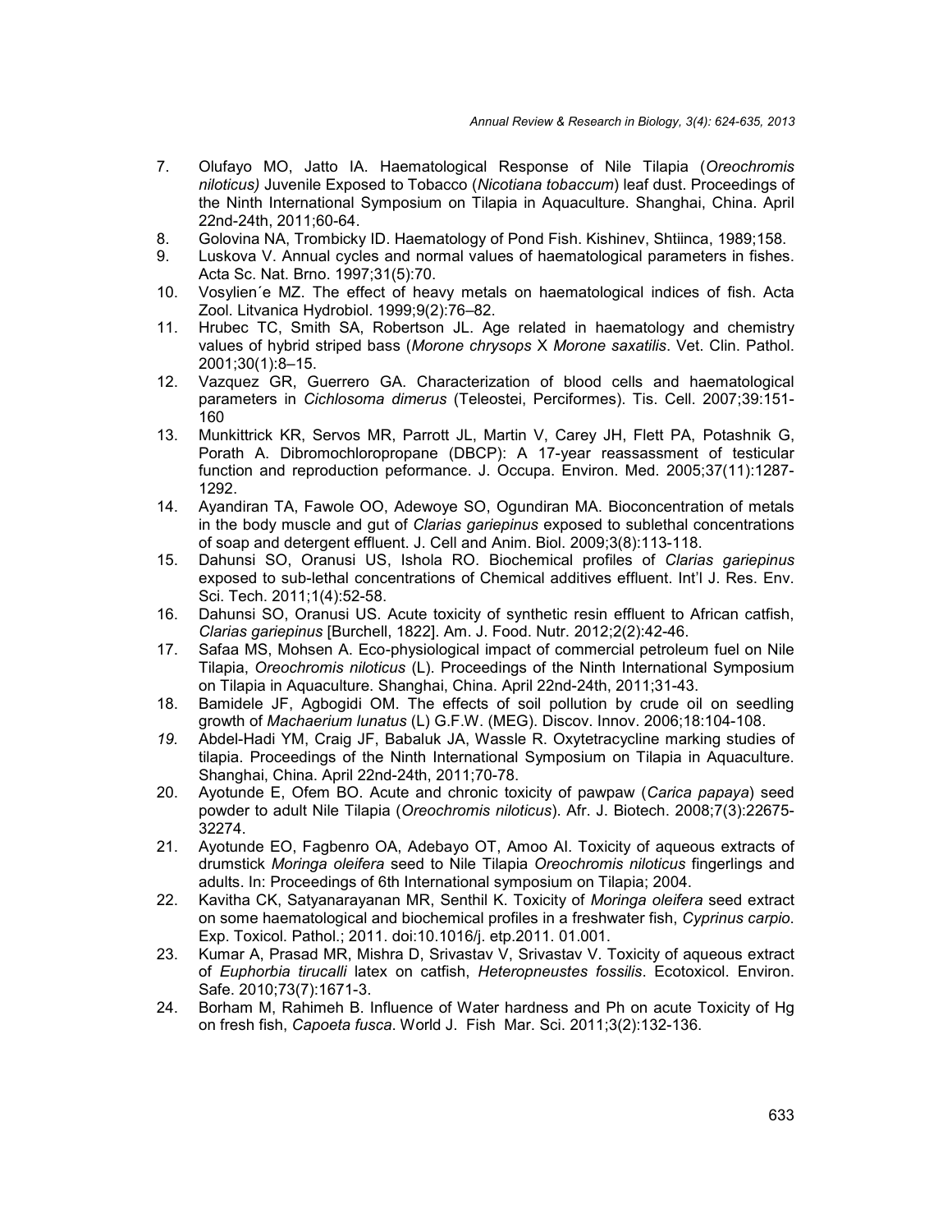7. Olufayo MO, Jatto IA. Haematological Response of Nile Tilapia (*Oreochromis niloticus)* Juvenile Exposed to Tobacco (*Nicotiana tobaccum*) leaf dust. Proceedings of the Ninth International Symposium on Tilapia in Aquaculture. Shanghai, China. April 22nd-24th, 2011;60-64.
8. Golovina NA, Trombicky ID. Haematology of Pond Fish. Kishinev, Shtiinca, 1989;158.
9. Luskova V. Annual cycles and normal values of haematological parameters in fishes. Acta Sc. Nat. Brno. 1997;31(5):70.
10. Vosylien´e MZ. The effect of heavy metals on haematological indices of fish. Acta Zool. Litvanica Hydrobiol. 1999;9(2):76–82.
11. Hrubec TC, Smith SA, Robertson JL. Age related in haematology and chemistry values of hybrid striped bass (*Morone chrysops* X *Morone saxatilis*. Vet. Clin. Pathol. 2001;30(1):8–15.
12. Vazquez GR, Guerrero GA. Characterization of blood cells and haematological parameters in *Cichlosoma dimerus* (Teleostei, Perciformes). Tis. Cell. 2007;39:151-160
13. Munkittrick KR, Servos MR, Parrott JL, Martin V, Carey JH, Flett PA, Potashnik G, Porath A. Dibromochloropropane (DBCP): A 17-year reassassment of testicular function and reproduction peformance. J. Occupa. Environ. Med. 2005;37(11):1287-1292.
14. Ayandiran TA, Fawole OO, Adewoye SO, Ogundiran MA. Bioconcentration of metals in the body muscle and gut of *Clarias gariepinus* exposed to sublethal concentrations of soap and detergent effluent. J. Cell and Anim. Biol. 2009;3(8):113-118.
15. Dahunsi SO, Oranusi US, Ishola RO. Biochemical profiles of *Clarias gariepinus* exposed to sub-lethal concentrations of Chemical additives effluent. Int'l J. Res. Env. Sci. Tech. 2011;1(4):52-58.
16. Dahunsi SO, Oranusi US. Acute toxicity of synthetic resin effluent to African catfish, *Clarias gariepinus* [Burchell, 1822]. Am. J. Food. Nutr. 2012;2(2):42-46.
17. Safaa MS, Mohsen A. Eco-physiological impact of commercial petroleum fuel on Nile Tilapia, *Oreochromis niloticus* (L). Proceedings of the Ninth International Symposium on Tilapia in Aquaculture. Shanghai, China. April 22nd-24th, 2011;31-43.
18. Bamidele JF, Agbogidi OM. The effects of soil pollution by crude oil on seedling growth of *Machaerium lunatus* (L) G.F.W. (MEG). Discov. Innov. 2006;18:104-108.
19. Abdel-Hadi YM, Craig JF, Babaluk JA, Wassle R. Oxytetracycline marking studies of tilapia. Proceedings of the Ninth International Symposium on Tilapia in Aquaculture. Shanghai, China. April 22nd-24th, 2011;70-78.
20. Ayotunde E, Ofem BO. Acute and chronic toxicity of pawpaw (*Carica papaya*) seed powder to adult Nile Tilapia (*Oreochromis niloticus*). Afr. J. Biotech. 2008;7(3):22675-32274.
21. Ayotunde EO, Fagbenro OA, Adebayo OT, Amoo AI. Toxicity of aqueous extracts of drumstick *Moringa oleifera* seed to Nile Tilapia *Oreochromis niloticus* fingerlings and adults. In: Proceedings of 6th International symposium on Tilapia; 2004.
22. Kavitha CK, Satyanarayanan MR, Senthil K. Toxicity of *Moringa oleifera* seed extract on some haematological and biochemical profiles in a freshwater fish, *Cyprinus carpio.* Exp. Toxicol. Pathol.; 2011. doi:10.1016/j. etp.2011. 01.001.
23. Kumar A, Prasad MR, Mishra D, Srivastav V, Srivastav V. Toxicity of aqueous extract of *Euphorbia tirucalli* latex on catfish, *Heteropneustes fossilis*. Ecotoxicol. Environ. Safe. 2010;73(7):1671-3.
24. Borham M, Rahimeh B. Influence of Water hardness and Ph on acute Toxicity of Hg on fresh fish, *Capoeta fusca*. World J. Fish Mar. Sci. 2011;3(2):132-136.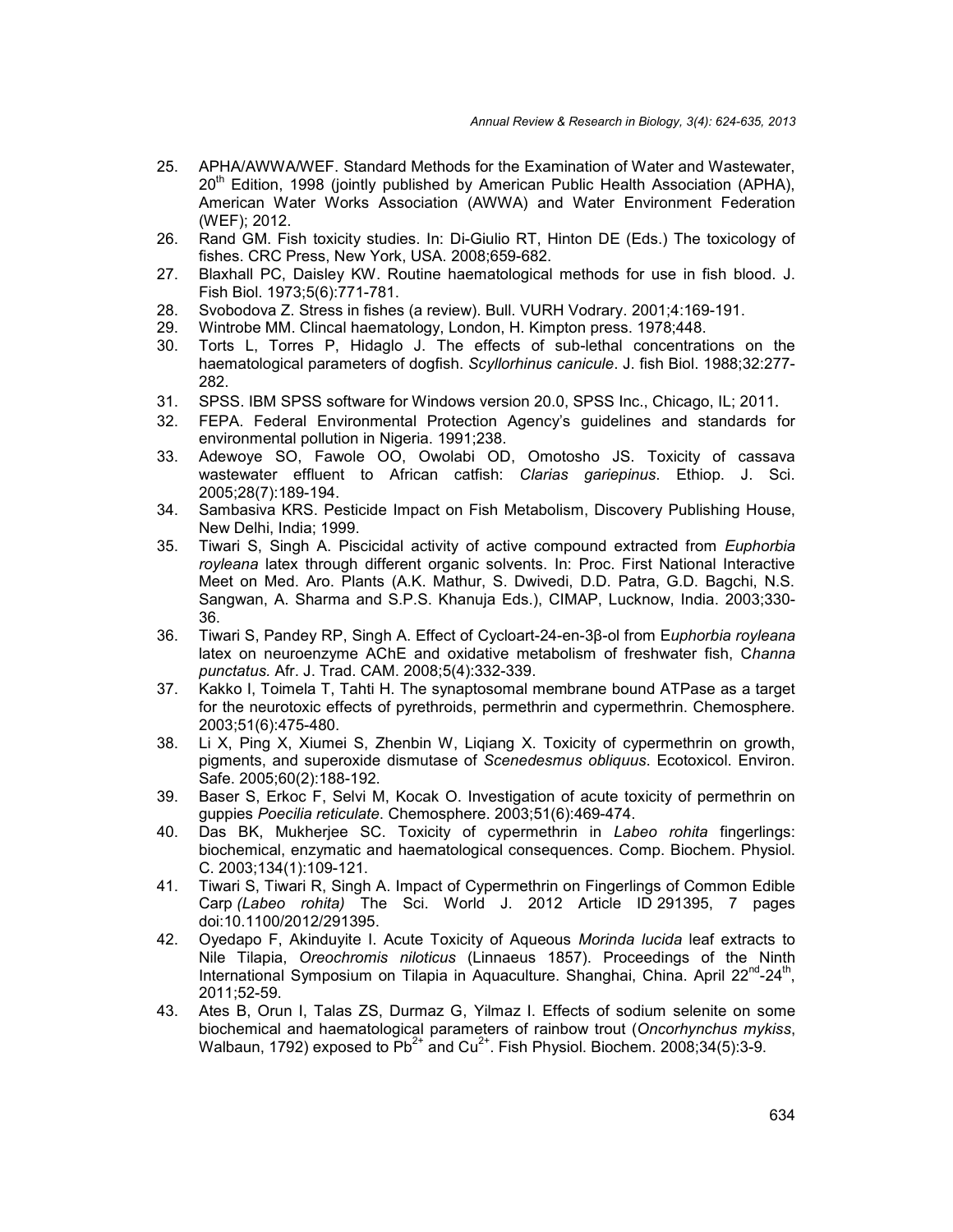25. APHA/AWWA/WEF. Standard Methods for the Examination of Water and Wastewater, 20[th] Edition, 1998 (jointly published by American Public Health Association (APHA), American Water Works Association (AWWA) and Water Environment Federation (WEF); 2012.
26. Rand GM. Fish toxicity studies. In: Di-Giulio RT, Hinton DE (Eds.) The toxicology of fishes. CRC Press, New York, USA. 2008;659-682.
27. Blaxhall PC, Daisley KW. Routine haematological methods for use in fish blood. J. Fish Biol. 1973;5(6):771-781.
28. Svobodova Z. Stress in fishes (a review). Bull. VURH Vodrary. 2001;4:169-191.
29. Wintrobe MM. Clincal haematology, London, H. Kimpton press. 1978;448.
30. Torts L, Torres P, Hidaglo J. The effects of sub-lethal concentrations on the haematological parameters of dogfish. *Scyllorhinus canicule*. J. fish Biol. 1988;32:277-282.
31. SPSS. IBM SPSS software for Windows version 20.0, SPSS Inc., Chicago, IL; 2011.
32. FEPA. Federal Environmental Protection Agency's guidelines and standards for environmental pollution in Nigeria. 1991;238.
33. Adewoye SO, Fawole OO, Owolabi OD, Omotosho JS. Toxicity of cassava wastewater effluent to African catfish: *Clarias gariepinus*. Ethiop. J. Sci. 2005;28(7):189-194.
34. Sambasiva KRS. Pesticide Impact on Fish Metabolism, Discovery Publishing House, New Delhi, India; 1999.
35. Tiwari S, Singh A. Piscicidal activity of active compound extracted from *Euphorbia royleana* latex through different organic solvents. In: Proc. First National Interactive Meet on Med. Aro. Plants (A.K. Mathur, S. Dwivedi, D.D. Patra, G.D. Bagchi, N.S. Sangwan, A. Sharma and S.P.S. Khanuja Eds.), CIMAP, Lucknow, India. 2003;330-36.
36. Tiwari S, Pandey RP, Singh A. Effect of Cycloart-24-en-3β-ol from E*uphorbia royleana* latex on neuroenzyme AChE and oxidative metabolism of freshwater fish, C*hanna punctatus.* Afr. J. Trad. CAM. 2008;5(4):332-339.
37. Kakko I, Toimela T, Tahti H. The synaptosomal membrane bound ATPase as a target for the neurotoxic effects of pyrethroids, permethrin and cypermethrin. Chemosphere. 2003;51(6):475-480.
38. Li X, Ping X, Xiumei S, Zhenbin W, Liqiang X. Toxicity of cypermethrin on growth, pigments, and superoxide dismutase of *Scenedesmus obliquus*. Ecotoxicol. Environ. Safe. 2005;60(2):188-192.
39. Baser S, Erkoc F, Selvi M, Kocak O. Investigation of acute toxicity of permethrin on guppies *Poecilia reticulate*. Chemosphere. 2003;51(6):469-474.
40. Das BK, Mukherjee SC. Toxicity of cypermethrin in *Labeo rohita* fingerlings: biochemical, enzymatic and haematological consequences. Comp. Biochem. Physiol. C. 2003;134(1):109-121.
41. Tiwari S, Tiwari R, Singh A. Impact of Cypermethrin on Fingerlings of Common Edible Carp *(Labeo rohita)* The Sci. World J. 2012 Article ID 291395, 7 pages doi:10.1100/2012/291395.
42. Oyedapo F, Akinduyite I. Acute Toxicity of Aqueous *Morinda lucida* leaf extracts to Nile Tilapia, *Oreochromis niloticus* (Linnaeus 1857). Proceedings of the Ninth International Symposium on Tilapia in Aquaculture. Shanghai, China. April 22[nd]-24[th], 2011;52-59.
43. Ates B, Orun I, Talas ZS, Durmaz G, Yilmaz I. Effects of sodium selenite on some biochemical and haematological parameters of rainbow trout (*Oncorhynchus mykiss*, Walbaun, 1792) exposed to $Pb^{2+}$ and $Cu^{2+}$. Fish Physiol. Biochem. 2008;34(5):3-9.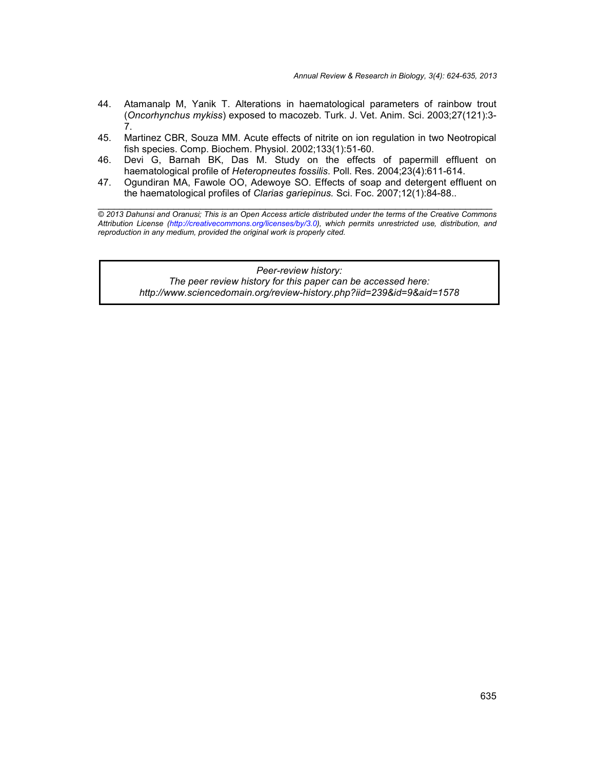44. Atamanalp M, Yanik T. Alterations in haematological parameters of rainbow trout (*Oncorhynchus mykiss*) exposed to macozeb. Turk. J. Vet. Anim. Sci. 2003;27(121):3-7.
45. Martinez CBR, Souza MM. Acute effects of nitrite on ion regulation in two Neotropical fish species. Comp. Biochem. Physiol. 2002;133(1):51-60.
46. Devi G, Barnah BK, Das M. Study on the effects of papermill effluent on haematological profile of *Heteropneutes fossilis*. Poll. Res. 2004;23(4):611-614.
47. Ogundiran MA, Fawole OO, Adewoye SO. Effects of soap and detergent effluent on the haematological profiles of *Clarias gariepinus.* Sci. Foc. 2007;12(1):84-88..

---

*© 2013 Dahunsi and Oranusi; This is an Open Access article distributed under the terms of the Creative Commons Attribution License (http://creativecommons.org/licenses/by/3.0), which permits unrestricted use, distribution, and reproduction in any medium, provided the original work is properly cited.*

*Peer-review history:*
*The peer review history for this paper can be accessed here:*
*http://www.sciencedomain.org/review-history.php?iid=239&id=9&aid=1578*